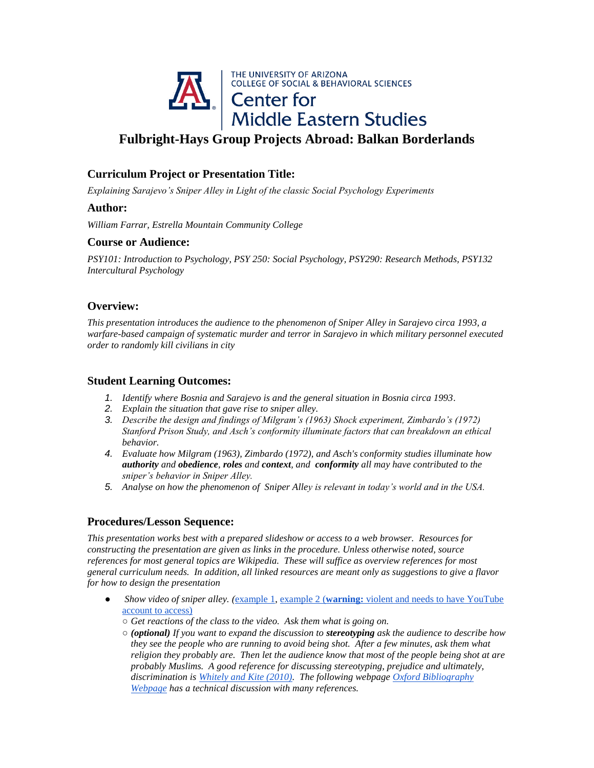THE UNIVERSITY OF ARIZONA
COLLEGE OF SOCIAL & BEHAVIORAL SCIENCES
Center for
Middle Eastern Studies

# Fulbright-Hays Group Projects Abroad: Balkan Borderlands

## Curriculum Project or Presentation Title:

*Explaining Sarajevo's Sniper Alley in Light of the classic Social Psychology Experiments*

## Author:

*William Farrar, Estrella Mountain Community College*

## Course or Audience:

*PSY101: Introduction to Psychology, PSY 250: Social Psychology, PSY290: Research Methods, PSY132 Intercultural Psychology*

## Overview:

*This presentation introduces the audience to the phenomenon of Sniper Alley in Sarajevo circa 1993, a warfare-based campaign of systematic murder and terror in Sarajevo in which military personnel executed order to randomly kill civilians in city*

## Student Learning Outcomes:

1. *Identify where Bosnia and Sarajevo is and the general situation in Bosnia circa 1993.*
2. *Explain the situation that gave rise to sniper alley.*
3. *Describe the design and findings of Milgram's (1963) Shock experiment, Zimbardo's (1972) Stanford Prison Study, and Asch's conformity illuminate factors that can breakdown an ethical behavior.*
4. *Evaluate how Milgram (1963), Zimbardo (1972), and Asch's conformity studies illuminate how **authority** and **obedience**, **roles** and **context**, and **conformity** all may have contributed to the sniper's behavior in Sniper Alley.*
5. *Analyse on how the phenomenon of Sniper Alley is relevant in today's world and in the USA.*

## Procedures/Lesson Sequence:

*This presentation works best with a prepared slideshow or access to a web browser. Resources for constructing the presentation are given as links in the procedure. Unless otherwise noted, source references for most general topics are Wikipedia. These will suffice as overview references for most general curriculum needs. In addition, all linked resources are meant only as suggestions to give a flavor for how to design the presentation*

- *Show video of sniper alley. (*example 1, example 2 (**warning:** violent and needs to have YouTube account to access)
  - *Get reactions of the class to the video. Ask them what is going on.*
  - ***(optional)** If you want to expand the discussion to **stereotyping** ask the audience to describe how they see the people who are running to avoid being shot. After a few minutes, ask them what religion they probably are. Then let the audience know that most of the people being shot at are probably Muslims. A good reference for discussing stereotyping, prejudice and ultimately, discrimination is Whitely and Kite (2010). The following webpage Oxford Bibliography Webpage has a technical discussion with many references.*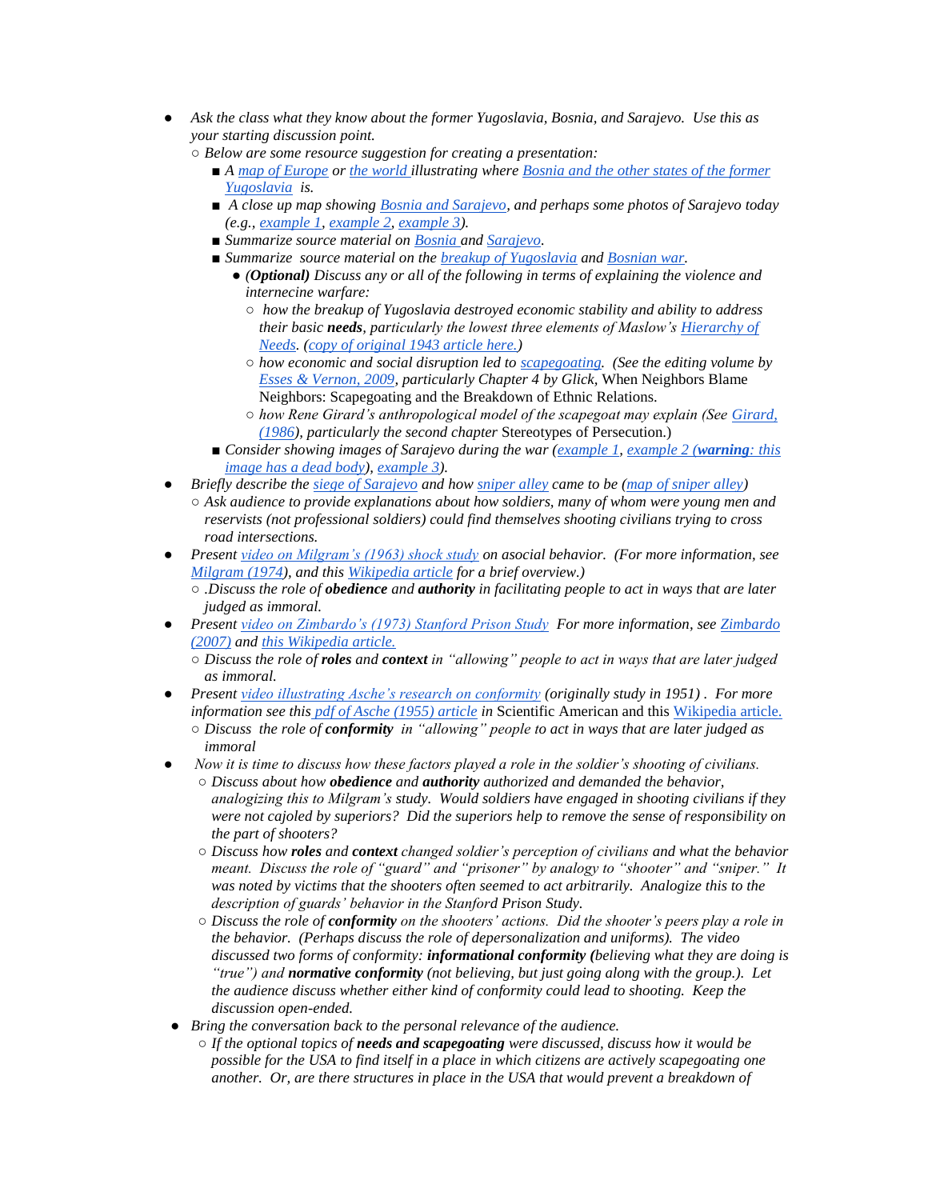- *Ask the class what they know about the former Yugoslavia, Bosnia, and Sarajevo. Use this as your starting discussion point.*
  - *Below are some resource suggestion for creating a presentation:*
    - *A map of Europe or the world illustrating where Bosnia and the other states of the former Yugoslavia is.*
    - *A close up map showing Bosnia and Sarajevo, and perhaps some photos of Sarajevo today (e.g., example 1, example 2, example 3).*
    - *Summarize source material on Bosnia and Sarajevo.*
    - *Summarize source material on the breakup of Yugoslavia and Bosnian war.*
      - ***(Optional)** Discuss any or all of the following in terms of explaining the violence and internecine warfare:*
        - *how the breakup of Yugoslavia destroyed economic stability and ability to address their basic **needs**, particularly the lowest three elements of Maslow's Hierarchy of Needs. (copy of original 1943 article here.)*
        - *how economic and social disruption led to scapegoating. (See the editing volume by Esses & Vernon, 2009, particularly Chapter 4 by Glick,* When Neighbors Blame Neighbors: Scapegoating and the Breakdown of Ethnic Relations.
        - *how Rene Girard's anthropological model of the scapegoat may explain (See Girard, (1986), particularly the second chapter* Stereotypes of Persecution.)
    - *Consider showing images of Sarajevo during the war (example 1, example 2 (**warning**: this image has a dead body), example 3).*
- *Briefly describe the siege of Sarajevo and how sniper alley came to be (map of sniper alley)*
  - *Ask audience to provide explanations about how soldiers, many of whom were young men and reservists (not professional soldiers) could find themselves shooting civilians trying to cross road intersections.*
- *Present video on Milgram's (1963) shock study on asocial behavior. (For more information, see Milgram (1974), and this Wikipedia article for a brief overview.)*
  - *.Discuss the role of **obedience** and **authority** in facilitating people to act in ways that are later judged as immoral.*
- *Present video on Zimbardo's (1973) Stanford Prison Study For more information, see Zimbardo (2007) and this Wikipedia article.*
  - *Discuss the role of **roles** and **context** in "allowing" people to act in ways that are later judged as immoral.*
- *Present video illustrating Asche's research on conformity (originally study in 1951) . For more information see this pdf of Asche (1955) article in* Scientific American *and this* Wikipedia article.
  - *Discuss the role of **conformity** in "allowing" people to act in ways that are later judged as immoral*
- *Now it is time to discuss how these factors played a role in the soldier's shooting of civilians.*
  - *Discuss about how **obedience** and **authority** authorized and demanded the behavior, analogizing this to Milgram's study. Would soldiers have engaged in shooting civilians if they were not cajoled by superiors? Did the superiors help to remove the sense of responsibility on the part of shooters?*
  - *Discuss how **roles** and **context** changed soldier's perception of civilians and what the behavior meant. Discuss the role of "guard" and "prisoner" by analogy to "shooter" and "sniper." It was noted by victims that the shooters often seemed to act arbitrarily. Analogize this to the description of guards' behavior in the Stanford Prison Study.*
  - *Discuss the role of **conformity** on the shooters' actions. Did the shooter's peers play a role in the behavior. (Perhaps discuss the role of depersonalization and uniforms). The video discussed two forms of conformity: **informational conformity (**believing what they are doing is "true") and **normative conformity** (not believing, but just going along with the group.). Let the audience discuss whether either kind of conformity could lead to shooting. Keep the discussion open-ended.*
- *Bring the conversation back to the personal relevance of the audience.*
  - *If the optional topics of **needs and scapegoating** were discussed, discuss how it would be possible for the USA to find itself in a place in which citizens are actively scapegoating one another. Or, are there structures in place in the USA that would prevent a breakdown of*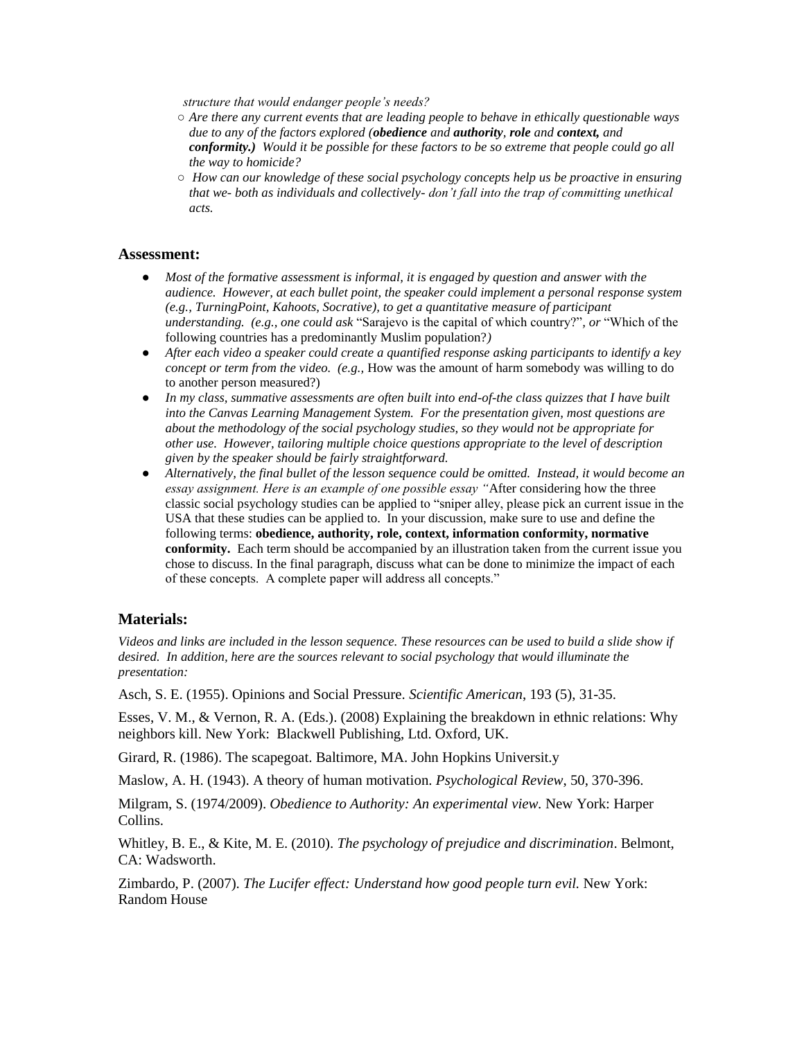*structure that would endanger people's needs?*

- *Are there any current events that are leading people to behave in ethically questionable ways due to any of the factors explored (**obedience** and **authority**, **role** and **context,** and **conformity.**) Would it be possible for these factors to be so extreme that people could go all the way to homicide?*
- *How can our knowledge of these social psychology concepts help us be proactive in ensuring that we- both as individuals and collectively- don't fall into the trap of committing unethical acts.*

## Assessment:

- *Most of the formative assessment is informal, it is engaged by question and answer with the audience. However, at each bullet point, the speaker could implement a personal response system (e.g., TurningPoint, Kahoots, Socrative), to get a quantitative measure of participant understanding. (e.g., one could ask* "Sarajevo is the capital of which country?"*, or* "Which of the following countries has a predominantly Muslim population?*)*
- *After each video a speaker could create a quantified response asking participants to identify a key concept or term from the video. (e.g.,* How was the amount of harm somebody was willing to do to another person measured?)
- *In my class, summative assessments are often built into end-of-the class quizzes that I have built into the Canvas Learning Management System. For the presentation given, most questions are about the methodology of the social psychology studies, so they would not be appropriate for other use. However, tailoring multiple choice questions appropriate to the level of description given by the speaker should be fairly straightforward.*
- *Alternatively, the final bullet of the lesson sequence could be omitted. Instead, it would become an essay assignment. Here is an example of one possible essay "*After considering how the three classic social psychology studies can be applied to "sniper alley, please pick an current issue in the USA that these studies can be applied to. In your discussion, make sure to use and define the following terms: **obedience, authority, role, context, information conformity, normative conformity.** Each term should be accompanied by an illustration taken from the current issue you chose to discuss. In the final paragraph, discuss what can be done to minimize the impact of each of these concepts. A complete paper will address all concepts."

## Materials:

*Videos and links are included in the lesson sequence. These resources can be used to build a slide show if desired. In addition, here are the sources relevant to social psychology that would illuminate the presentation:*

Asch, S. E. (1955). Opinions and Social Pressure. *Scientific American*, 193 (5), 31-35.

Esses, V. M., & Vernon, R. A. (Eds.). (2008) Explaining the breakdown in ethnic relations: Why neighbors kill. New York: Blackwell Publishing, Ltd. Oxford, UK.

Girard, R. (1986). The scapegoat. Baltimore, MA. John Hopkins Universit.y

Maslow, A. H. (1943). A theory of human motivation. *Psychological Review*, 50, 370-396.

Milgram, S. (1974/2009). *Obedience to Authority: An experimental view.* New York: Harper Collins.

Whitley, B. E., & Kite, M. E. (2010). *The psychology of prejudice and discrimination*. Belmont, CA: Wadsworth.

Zimbardo, P. (2007). *The Lucifer effect: Understand how good people turn evil.* New York: Random House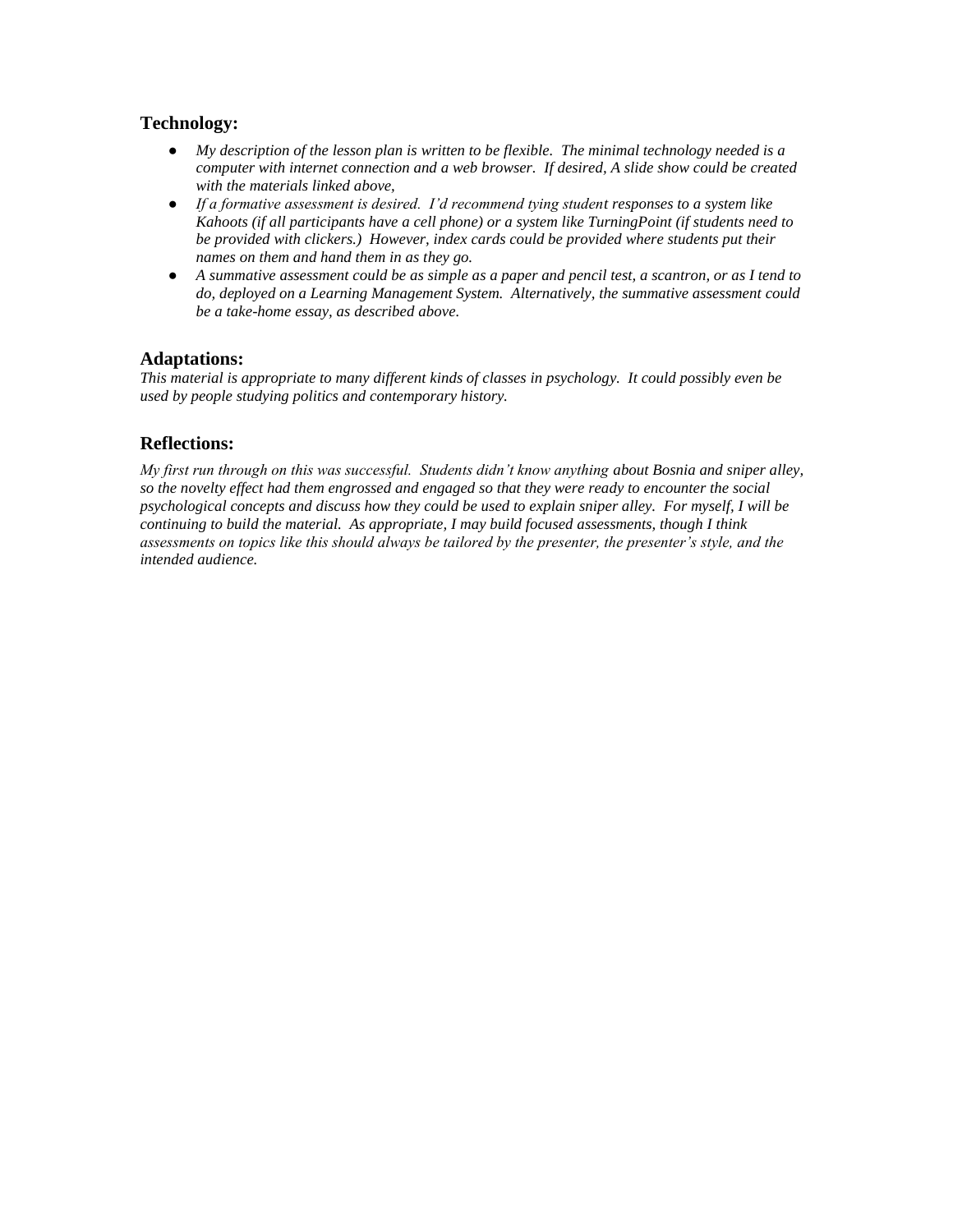## Technology:

- *My description of the lesson plan is written to be flexible. The minimal technology needed is a computer with internet connection and a web browser. If desired, A slide show could be created with the materials linked above,*
- *If a formative assessment is desired. I'd recommend tying student responses to a system like Kahoots (if all participants have a cell phone) or a system like TurningPoint (if students need to be provided with clickers.) However, index cards could be provided where students put their names on them and hand them in as they go.*
- *A summative assessment could be as simple as a paper and pencil test, a scantron, or as I tend to do, deployed on a Learning Management System. Alternatively, the summative assessment could be a take-home essay, as described above.*

## Adaptations:

*This material is appropriate to many different kinds of classes in psychology. It could possibly even be used by people studying politics and contemporary history.*

## Reflections:

*My first run through on this was successful. Students didn't know anything about Bosnia and sniper alley, so the novelty effect had them engrossed and engaged so that they were ready to encounter the social psychological concepts and discuss how they could be used to explain sniper alley. For myself, I will be continuing to build the material. As appropriate, I may build focused assessments, though I think assessments on topics like this should always be tailored by the presenter, the presenter's style, and the intended audience.*